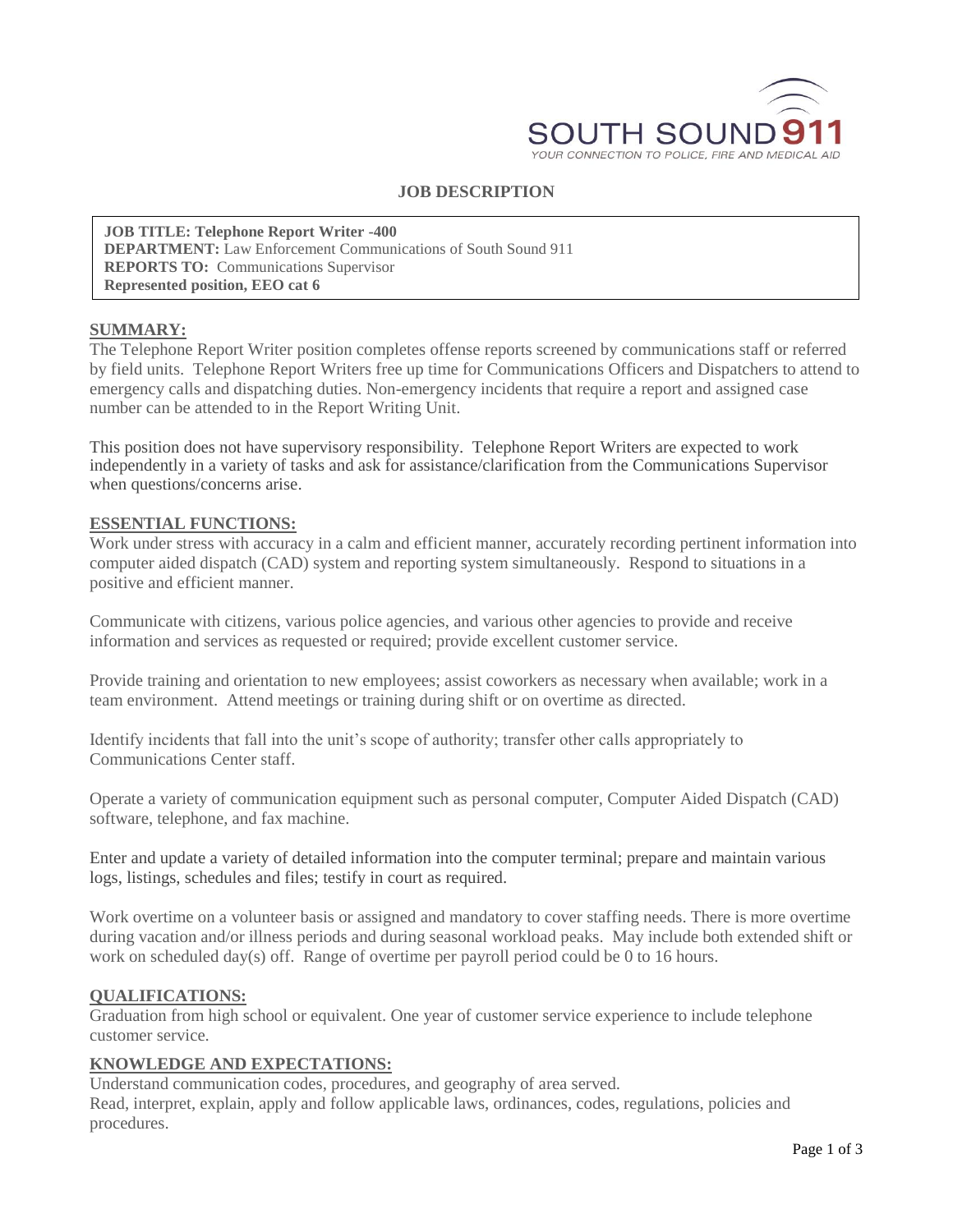SOUTH SOUND 911

YOUR CONNECTION TO POLICE, FIRE AND MEDICAL AID

# JOB DESCRIPTION

**JOB TITLE: Telephone Report Writer -400**
**DEPARTMENT:** Law Enforcement Communications of South Sound 911
**REPORTS TO:** Communications Supervisor
**Represented position, EEO cat 6**

## SUMMARY:

The Telephone Report Writer position completes offense reports screened by communications staff or referred by field units. Telephone Report Writers free up time for Communications Officers and Dispatchers to attend to emergency calls and dispatching duties. Non-emergency incidents that require a report and assigned case number can be attended to in the Report Writing Unit.

This position does not have supervisory responsibility. Telephone Report Writers are expected to work independently in a variety of tasks and ask for assistance/clarification from the Communications Supervisor when questions/concerns arise.

## ESSENTIAL FUNCTIONS:

Work under stress with accuracy in a calm and efficient manner, accurately recording pertinent information into computer aided dispatch (CAD) system and reporting system simultaneously. Respond to situations in a positive and efficient manner.

Communicate with citizens, various police agencies, and various other agencies to provide and receive information and services as requested or required; provide excellent customer service.

Provide training and orientation to new employees; assist coworkers as necessary when available; work in a team environment. Attend meetings or training during shift or on overtime as directed.

Identify incidents that fall into the unit's scope of authority; transfer other calls appropriately to Communications Center staff.

Operate a variety of communication equipment such as personal computer, Computer Aided Dispatch (CAD) software, telephone, and fax machine.

Enter and update a variety of detailed information into the computer terminal; prepare and maintain various logs, listings, schedules and files; testify in court as required.

Work overtime on a volunteer basis or assigned and mandatory to cover staffing needs. There is more overtime during vacation and/or illness periods and during seasonal workload peaks. May include both extended shift or work on scheduled day(s) off. Range of overtime per payroll period could be 0 to 16 hours.

## QUALIFICATIONS:

Graduation from high school or equivalent. One year of customer service experience to include telephone customer service.

## KNOWLEDGE AND EXPECTATIONS:

Understand communication codes, procedures, and geography of area served.
Read, interpret, explain, apply and follow applicable laws, ordinances, codes, regulations, policies and procedures.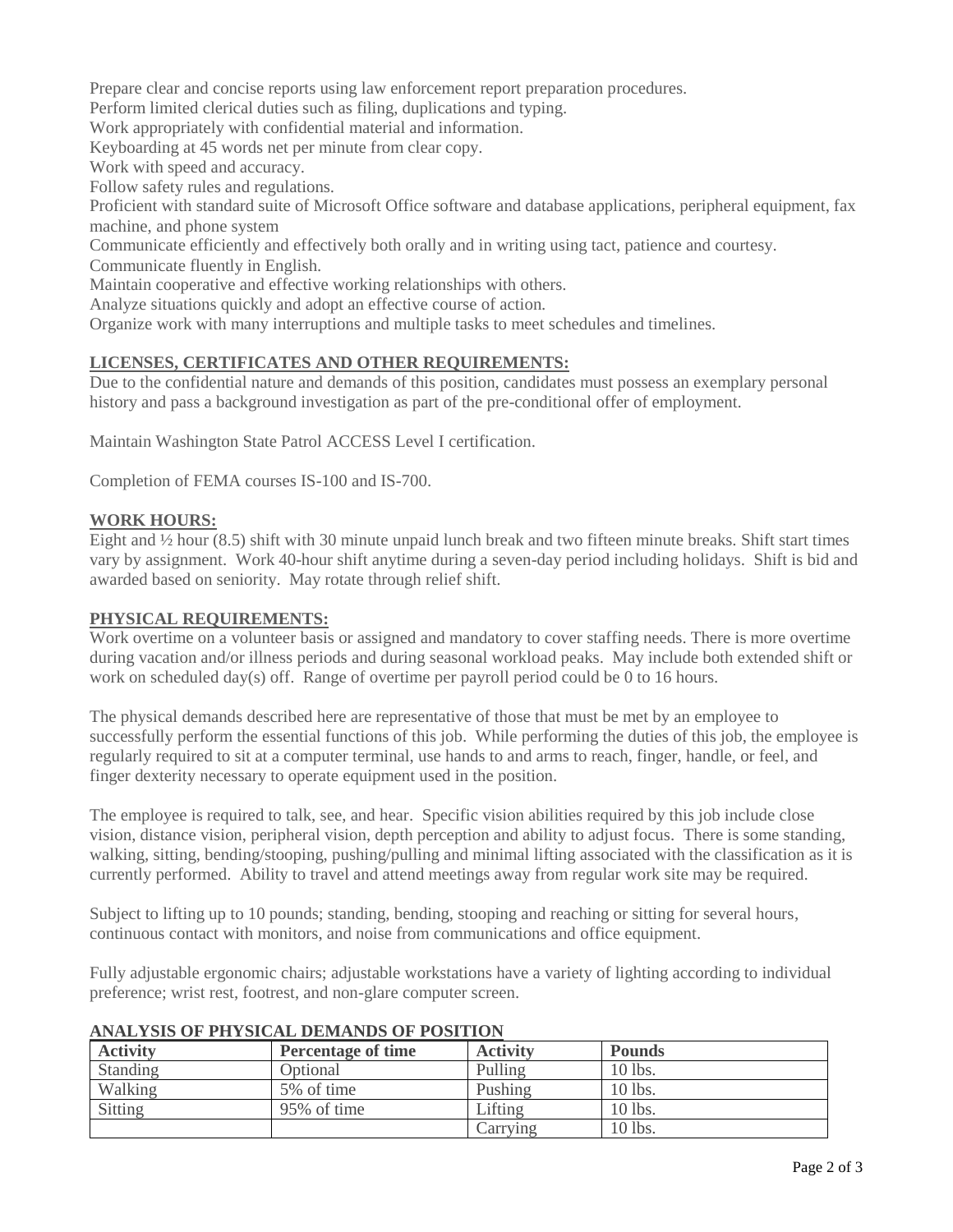Prepare clear and concise reports using law enforcement report preparation procedures.
Perform limited clerical duties such as filing, duplications and typing.
Work appropriately with confidential material and information.
Keyboarding at 45 words net per minute from clear copy.
Work with speed and accuracy.
Follow safety rules and regulations.
Proficient with standard suite of Microsoft Office software and database applications, peripheral equipment, fax machine, and phone system
Communicate efficiently and effectively both orally and in writing using tact, patience and courtesy.
Communicate fluently in English.
Maintain cooperative and effective working relationships with others.
Analyze situations quickly and adopt an effective course of action.
Organize work with many interruptions and multiple tasks to meet schedules and timelines.

## LICENSES, CERTIFICATES AND OTHER REQUIREMENTS:

Due to the confidential nature and demands of this position, candidates must possess an exemplary personal history and pass a background investigation as part of the pre-conditional offer of employment.

Maintain Washington State Patrol ACCESS Level I certification.

Completion of FEMA courses IS-100 and IS-700.

## WORK HOURS:

Eight and ½ hour (8.5) shift with 30 minute unpaid lunch break and two fifteen minute breaks. Shift start times vary by assignment. Work 40-hour shift anytime during a seven-day period including holidays. Shift is bid and awarded based on seniority. May rotate through relief shift.

## PHYSICAL REQUIREMENTS:

Work overtime on a volunteer basis or assigned and mandatory to cover staffing needs. There is more overtime during vacation and/or illness periods and during seasonal workload peaks. May include both extended shift or work on scheduled day(s) off. Range of overtime per payroll period could be 0 to 16 hours.

The physical demands described here are representative of those that must be met by an employee to successfully perform the essential functions of this job. While performing the duties of this job, the employee is regularly required to sit at a computer terminal, use hands to and arms to reach, finger, handle, or feel, and finger dexterity necessary to operate equipment used in the position.

The employee is required to talk, see, and hear. Specific vision abilities required by this job include close vision, distance vision, peripheral vision, depth perception and ability to adjust focus. There is some standing, walking, sitting, bending/stooping, pushing/pulling and minimal lifting associated with the classification as it is currently performed. Ability to travel and attend meetings away from regular work site may be required.

Subject to lifting up to 10 pounds; standing, bending, stooping and reaching or sitting for several hours, continuous contact with monitors, and noise from communications and office equipment.

Fully adjustable ergonomic chairs; adjustable workstations have a variety of lighting according to individual preference; wrist rest, footrest, and non-glare computer screen.

## ANALYSIS OF PHYSICAL DEMANDS OF POSITION

| Activity | Percentage of time | Activity | Pounds |
|---|---|---|---|
| Standing | Optional | Pulling | 10 lbs. |
| Walking | 5% of time | Pushing | 10 lbs. |
| Sitting | 95% of time | Lifting | 10 lbs. |
| | | Carrying | 10 lbs. |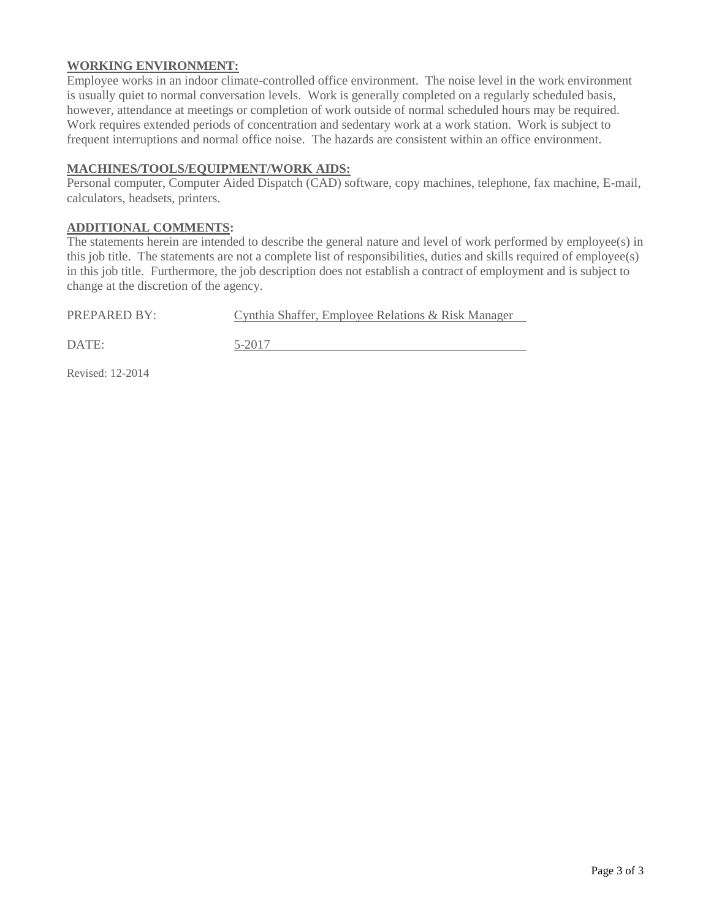## WORKING ENVIRONMENT:

Employee works in an indoor climate-controlled office environment. The noise level in the work environment is usually quiet to normal conversation levels. Work is generally completed on a regularly scheduled basis, however, attendance at meetings or completion of work outside of normal scheduled hours may be required. Work requires extended periods of concentration and sedentary work at a work station. Work is subject to frequent interruptions and normal office noise. The hazards are consistent within an office environment.

## MACHINES/TOOLS/EQUIPMENT/WORK AIDS:

Personal computer, Computer Aided Dispatch (CAD) software, copy machines, telephone, fax machine, E-mail, calculators, headsets, printers.

## ADDITIONAL COMMENTS:

The statements herein are intended to describe the general nature and level of work performed by employee(s) in this job title. The statements are not a complete list of responsibilities, duties and skills required of employee(s) in this job title. Furthermore, the job description does not establish a contract of employment and is subject to change at the discretion of the agency.

PREPARED BY: Cynthia Shaffer, Employee Relations & Risk Manager

DATE: 5-2017

Revised: 12-2014